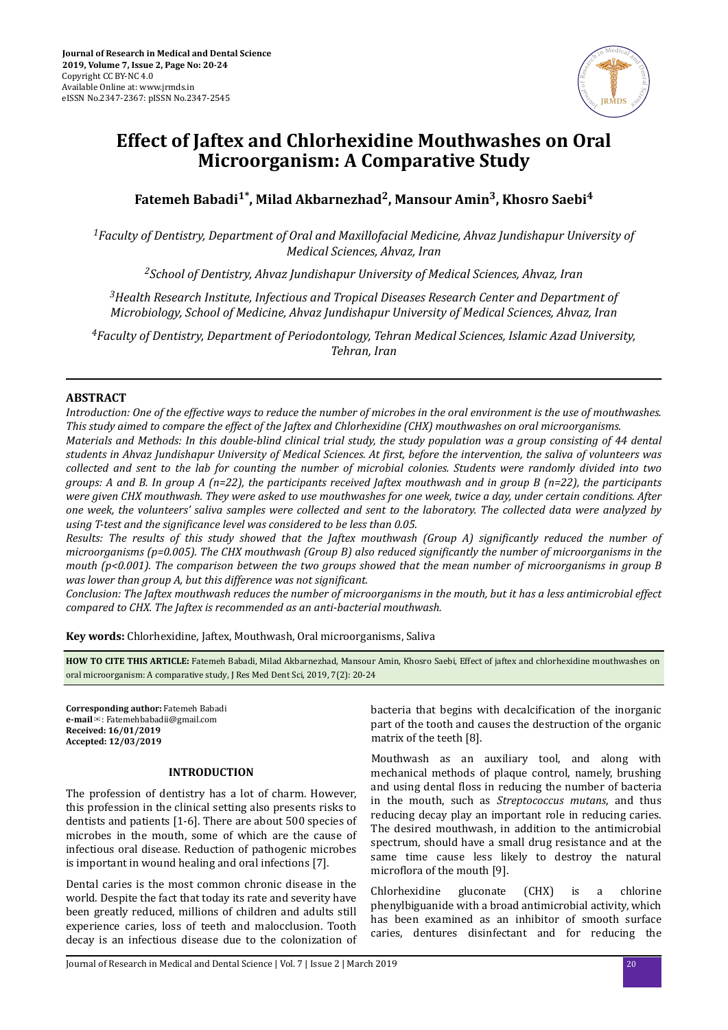# Effect of Jaftex and Chlorhexidine Mouthwashes on Oral Microorganism: A Comparative Study

**Fatemeh Babadi[1*], Milad Akbarnezhad[2], Mansour Amin[3], Khosro Saebi[4]**

*[1]Faculty of Dentistry, Department of Oral and Maxillofacial Medicine, Ahvaz Jundishapur University of Medical Sciences, Ahvaz, Iran*

*[2]School of Dentistry, Ahvaz Jundishapur University of Medical Sciences, Ahvaz, Iran*

*[3]Health Research Institute, Infectious and Tropical Diseases Research Center and Department of Microbiology, School of Medicine, Ahvaz Jundishapur University of Medical Sciences, Ahvaz, Iran*

*[4]Faculty of Dentistry, Department of Periodontology, Tehran Medical Sciences, Islamic Azad University, Tehran, Iran*

## ABSTRACT

*Introduction: One of the effective ways to reduce the number of microbes in the oral environment is the use of mouthwashes. This study aimed to compare the effect of the Jaftex and Chlorhexidine (CHX) mouthwashes on oral microorganisms.*

*Materials and Methods: In this double-blind clinical trial study, the study population was a group consisting of 44 dental students in Ahvaz Jundishapur University of Medical Sciences. At first, before the intervention, the saliva of volunteers was collected and sent to the lab for counting the number of microbial colonies. Students were randomly divided into two groups: A and B. In group A (n=22), the participants received Jaftex mouthwash and in group B (n=22), the participants were given CHX mouthwash. They were asked to use mouthwashes for one week, twice a day, under certain conditions. After one week, the volunteers' saliva samples were collected and sent to the laboratory. The collected data were analyzed by using T-test and the significance level was considered to be less than 0.05.*

*Results: The results of this study showed that the Jaftex mouthwash (Group A) significantly reduced the number of microorganisms (p=0.005). The CHX mouthwash (Group B) also reduced significantly the number of microorganisms in the mouth (p<0.001). The comparison between the two groups showed that the mean number of microorganisms in group B was lower than group A, but this difference was not significant.*

*Conclusion: The Jaftex mouthwash reduces the number of microorganisms in the mouth, but it has a less antimicrobial effect compared to CHX. The Jaftex is recommended as an anti-bacterial mouthwash.*

**Key words:** Chlorhexidine, Jaftex, Mouthwash, Oral microorganisms, Saliva

**HOW TO CITE THIS ARTICLE:** Fatemeh Babadi, Milad Akbarnezhad, Mansour Amin, Khosro Saebi, Effect of jaftex and chlorhexidine mouthwashes on oral microorganism: A comparative study, J Res Med Dent Sci, 2019, 7(2): 20-24

**Corresponding author:** Fatemeh Babadi
**e-mail**✉: Fatemehbabadii@gmail.com
**Received: 16/01/2019**
**Accepted: 12/03/2019**

## INTRODUCTION

The profession of dentistry has a lot of charm. However, this profession in the clinical setting also presents risks to dentists and patients [1-6]. There are about 500 species of microbes in the mouth, some of which are the cause of infectious oral disease. Reduction of pathogenic microbes is important in wound healing and oral infections [7].

Dental caries is the most common chronic disease in the world. Despite the fact that today its rate and severity have been greatly reduced, millions of children and adults still experience caries, loss of teeth and malocclusion. Tooth decay is an infectious disease due to the colonization of bacteria that begins with decalcification of the inorganic part of the tooth and causes the destruction of the organic matrix of the teeth [8].

Mouthwash as an auxiliary tool, and along with mechanical methods of plaque control, namely, brushing and using dental floss in reducing the number of bacteria in the mouth, such as *Streptococcus mutans*, and thus reducing decay play an important role in reducing caries. The desired mouthwash, in addition to the antimicrobial spectrum, should have a small drug resistance and at the same time cause less likely to destroy the natural microflora of the mouth [9].

Chlorhexidine gluconate (CHX) is a chlorine phenylbiguanide with a broad antimicrobial activity, which has been examined as an inhibitor of smooth surface caries, dentures disinfectant and for reducing the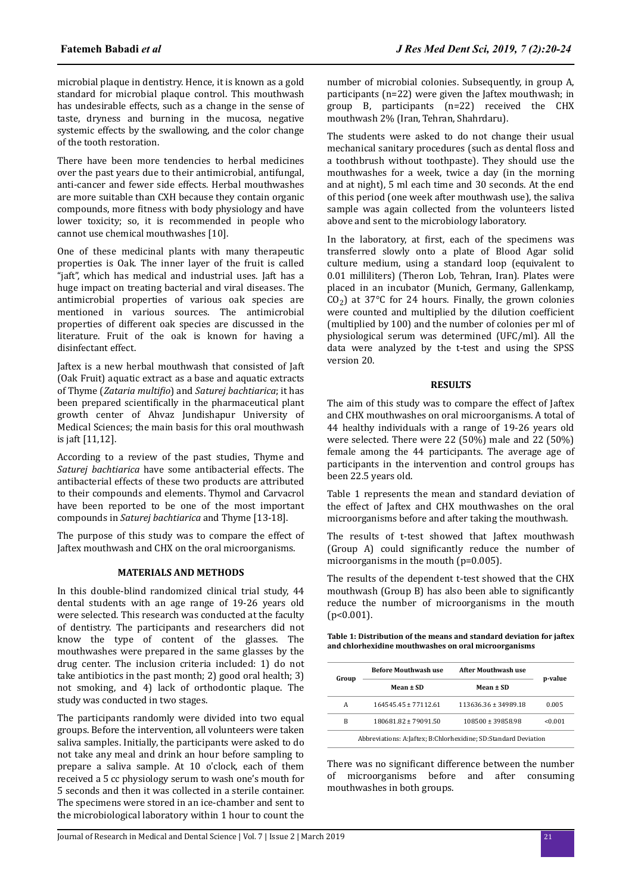microbial plaque in dentistry. Hence, it is known as a gold standard for microbial plaque control. This mouthwash has undesirable effects, such as a change in the sense of taste, dryness and burning in the mucosa, negative systemic effects by the swallowing, and the color change of the tooth restoration.

There have been more tendencies to herbal medicines over the past years due to their antimicrobial, antifungal, anti-cancer and fewer side effects. Herbal mouthwashes are more suitable than CXH because they contain organic compounds, more fitness with body physiology and have lower toxicity; so, it is recommended in people who cannot use chemical mouthwashes [10].

One of these medicinal plants with many therapeutic properties is Oak. The inner layer of the fruit is called "jaft", which has medical and industrial uses. Jaft has a huge impact on treating bacterial and viral diseases. The antimicrobial properties of various oak species are mentioned in various sources. The antimicrobial properties of different oak species are discussed in the literature. Fruit of the oak is known for having a disinfectant effect.

Jaftex is a new herbal mouthwash that consisted of Jaft (Oak Fruit) aquatic extract as a base and aquatic extracts of Thyme (*Zataria multifio*) and *Saturej bachtiarica*; it has been prepared scientifically in the pharmaceutical plant growth center of Ahvaz Jundishapur University of Medical Sciences; the main basis for this oral mouthwash is jaft [11,12].

According to a review of the past studies, Thyme and *Saturej bachtiarica* have some antibacterial effects. The antibacterial effects of these two products are attributed to their compounds and elements. Thymol and Carvacrol have been reported to be one of the most important compounds in *Saturej bachtiarica* and Thyme [13-18].

The purpose of this study was to compare the effect of Jaftex mouthwash and CHX on the oral microorganisms.

## MATERIALS AND METHODS

In this double-blind randomized clinical trial study, 44 dental students with an age range of 19-26 years old were selected. This research was conducted at the faculty of dentistry. The participants and researchers did not know the type of content of the glasses. The mouthwashes were prepared in the same glasses by the drug center. The inclusion criteria included: 1) do not take antibiotics in the past month; 2) good oral health; 3) not smoking, and 4) lack of orthodontic plaque. The study was conducted in two stages.

The participants randomly were divided into two equal groups. Before the intervention, all volunteers were taken saliva samples. Initially, the participants were asked to do not take any meal and drink an hour before sampling to prepare a saliva sample. At 10 o'clock, each of them received a 5 cc physiology serum to wash one's mouth for 5 seconds and then it was collected in a sterile container. The specimens were stored in an ice-chamber and sent to the microbiological laboratory within 1 hour to count the number of microbial colonies. Subsequently, in group A, participants (n=22) were given the Jaftex mouthwash; in group B, participants (n=22) received the CHX mouthwash 2% (Iran, Tehran, Shahrdaru).

The students were asked to do not change their usual mechanical sanitary procedures (such as dental floss and a toothbrush without toothpaste). They should use the mouthwashes for a week, twice a day (in the morning and at night), 5 ml each time and 30 seconds. At the end of this period (one week after mouthwash use), the saliva sample was again collected from the volunteers listed above and sent to the microbiology laboratory.

In the laboratory, at first, each of the specimens was transferred slowly onto a plate of Blood Agar solid culture medium, using a standard loop (equivalent to 0.01 milliliters) (Theron Lob, Tehran, Iran). Plates were placed in an incubator (Munich, Germany, Gallenkamp, $CO_2$) at 37°C for 24 hours. Finally, the grown colonies were counted and multiplied by the dilution coefficient (multiplied by 100) and the number of colonies per ml of physiological serum was determined (UFC/ml). All the data were analyzed by the t-test and using the SPSS version 20.

## RESULTS

The aim of this study was to compare the effect of Jaftex and CHX mouthwashes on oral microorganisms. A total of 44 healthy individuals with a range of 19-26 years old were selected. There were 22 (50%) male and 22 (50%) female among the 44 participants. The average age of participants in the intervention and control groups has been 22.5 years old.

Table 1 represents the mean and standard deviation of the effect of Jaftex and CHX mouthwashes on the oral microorganisms before and after taking the mouthwash.

The results of t-test showed that Jaftex mouthwash (Group A) could significantly reduce the number of microorganisms in the mouth (p=0.005).

The results of the dependent t-test showed that the CHX mouthwash (Group B) has also been able to significantly reduce the number of microorganisms in the mouth (p<0.001).

**Table 1: Distribution of the means and standard deviation for jaftex and chlorhexidine mouthwashes on oral microorganisms**

| Group | Before Mouthwash use | After Mouthwash use | p-value |
|---|---|---|---|
| | Mean ± SD | Mean ± SD | |
| A | 164545.45 ± 77112.61 | 113636.36 ± 34989.18 | 0.005 |
| B | 180681.82 ± 79091.50 | 108500 ± 39858.98 | <0.001 |

Abbreviations: A:Jaftex; B:Chlorhexidine; SD:Standard Deviation

There was no significant difference between the number of microorganisms before and after consuming mouthwashes in both groups.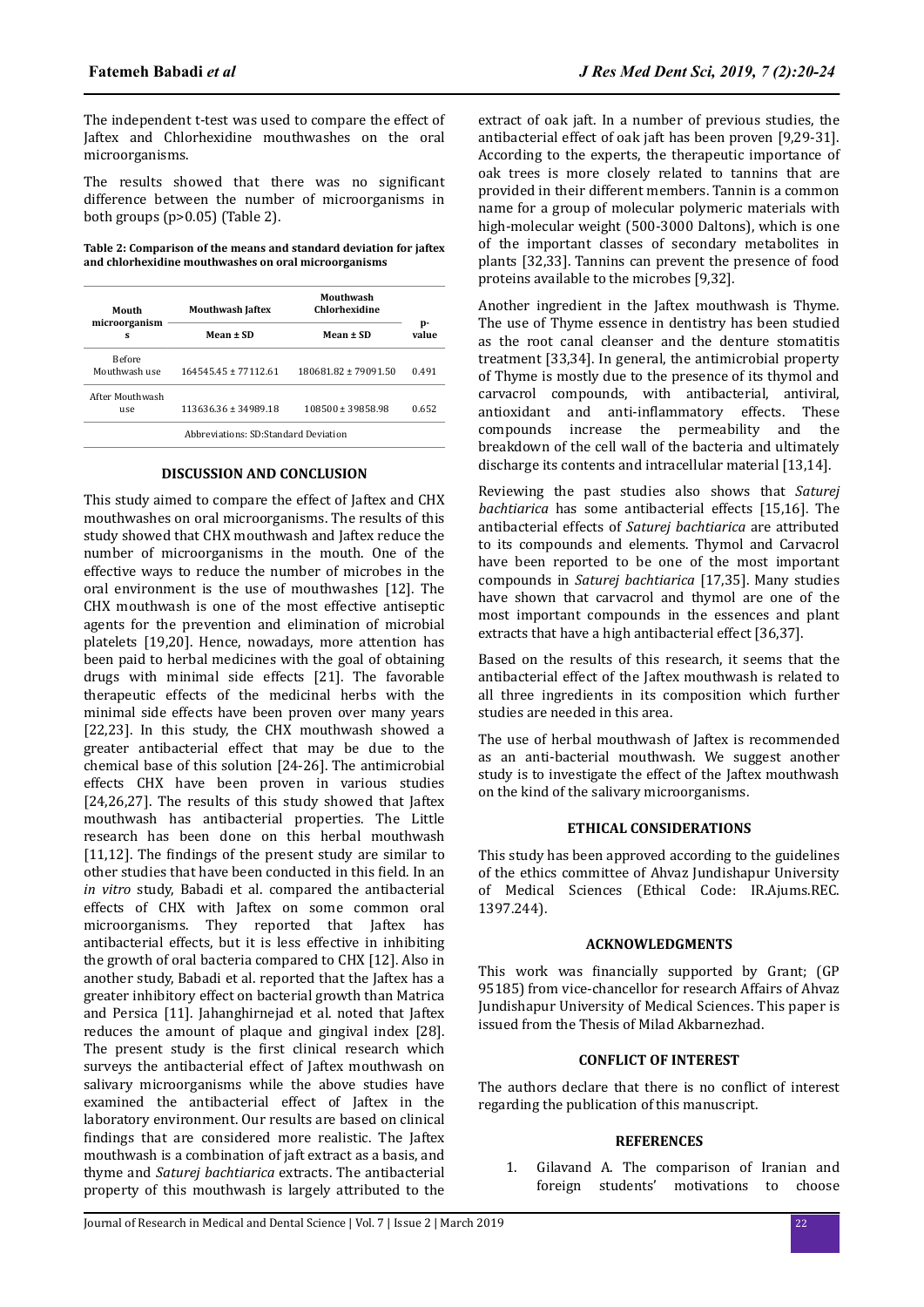The independent t-test was used to compare the effect of Jaftex and Chlorhexidine mouthwashes on the oral microorganisms.

The results showed that there was no significant difference between the number of microorganisms in both groups (p>0.05) (Table 2).

**Table 2: Comparison of the means and standard deviation for jaftex and chlorhexidine mouthwashes on oral microorganisms**

| Mouth microorganisms | Mouthwash Jaftex | Mouthwash Chlorhexidine | p-value |
|---|---|---|---|
| | Mean ± SD | Mean ± SD | |
| Before Mouthwash use | 164545.45 ± 77112.61 | 180681.82 ± 79091.50 | 0.491 |
| After Mouthwash use | 113636.36 ± 34989.18 | 108500 ± 39858.98 | 0.652 |

Abbreviations: SD:Standard Deviation

## DISCUSSION AND CONCLUSION

This study aimed to compare the effect of Jaftex and CHX mouthwashes on oral microorganisms. The results of this study showed that CHX mouthwash and Jaftex reduce the number of microorganisms in the mouth. One of the effective ways to reduce the number of microbes in the oral environment is the use of mouthwashes [12]. The CHX mouthwash is one of the most effective antiseptic agents for the prevention and elimination of microbial platelets [19,20]. Hence, nowadays, more attention has been paid to herbal medicines with the goal of obtaining drugs with minimal side effects [21]. The favorable therapeutic effects of the medicinal herbs with the minimal side effects have been proven over many years [22,23]. In this study, the CHX mouthwash showed a greater antibacterial effect that may be due to the chemical base of this solution [24-26]. The antimicrobial effects CHX have been proven in various studies [24,26,27]. The results of this study showed that Jaftex mouthwash has antibacterial properties. The Little research has been done on this herbal mouthwash [11,12]. The findings of the present study are similar to other studies that have been conducted in this field. In an *in vitro* study, Babadi et al. compared the antibacterial effects of CHX with Jaftex on some common oral microorganisms. They reported that Jaftex has antibacterial effects, but it is less effective in inhibiting the growth of oral bacteria compared to CHX [12]. Also in another study, Babadi et al. reported that the Jaftex has a greater inhibitory effect on bacterial growth than Matrica and Persica [11]. Jahanghirnejad et al. noted that Jaftex reduces the amount of plaque and gingival index [28]. The present study is the first clinical research which surveys the antibacterial effect of Jaftex mouthwash on salivary microorganisms while the above studies have examined the antibacterial effect of Jaftex in the laboratory environment. Our results are based on clinical findings that are considered more realistic. The Jaftex mouthwash is a combination of jaft extract as a basis, and thyme and *Saturej bachtiarica* extracts. The antibacterial property of this mouthwash is largely attributed to the extract of oak jaft. In a number of previous studies, the antibacterial effect of oak jaft has been proven [9,29-31]. According to the experts, the therapeutic importance of oak trees is more closely related to tannins that are provided in their different members. Tannin is a common name for a group of molecular polymeric materials with high-molecular weight (500-3000 Daltons), which is one of the important classes of secondary metabolites in plants [32,33]. Tannins can prevent the presence of food proteins available to the microbes [9,32].

Another ingredient in the Jaftex mouthwash is Thyme. The use of Thyme essence in dentistry has been studied as the root canal cleanser and the denture stomatitis treatment [33,34]. In general, the antimicrobial property of Thyme is mostly due to the presence of its thymol and carvacrol compounds, with antibacterial, antiviral, antioxidant and anti-inflammatory effects. These compounds increase the permeability and the breakdown of the cell wall of the bacteria and ultimately discharge its contents and intracellular material [13,14].

Reviewing the past studies also shows that *Saturej bachtiarica* has some antibacterial effects [15,16]. The antibacterial effects of *Saturej bachtiarica* are attributed to its compounds and elements. Thymol and Carvacrol have been reported to be one of the most important compounds in *Saturej bachtiarica* [17,35]. Many studies have shown that carvacrol and thymol are one of the most important compounds in the essences and plant extracts that have a high antibacterial effect [36,37].

Based on the results of this research, it seems that the antibacterial effect of the Jaftex mouthwash is related to all three ingredients in its composition which further studies are needed in this area.

The use of herbal mouthwash of Jaftex is recommended as an anti-bacterial mouthwash. We suggest another study is to investigate the effect of the Jaftex mouthwash on the kind of the salivary microorganisms.

## ETHICAL CONSIDERATIONS

This study has been approved according to the guidelines of the ethics committee of Ahvaz Jundishapur University of Medical Sciences (Ethical Code: IR.Ajums.REC. 1397.244).

## ACKNOWLEDGMENTS

This work was financially supported by Grant; (GP 95185) from vice-chancellor for research Affairs of Ahvaz Jundishapur University of Medical Sciences. This paper is issued from the Thesis of Milad Akbarnezhad.

## CONFLICT OF INTEREST

The authors declare that there is no conflict of interest regarding the publication of this manuscript.

## REFERENCES

1. Gilavand A. The comparison of Iranian and foreign students' motivations to choose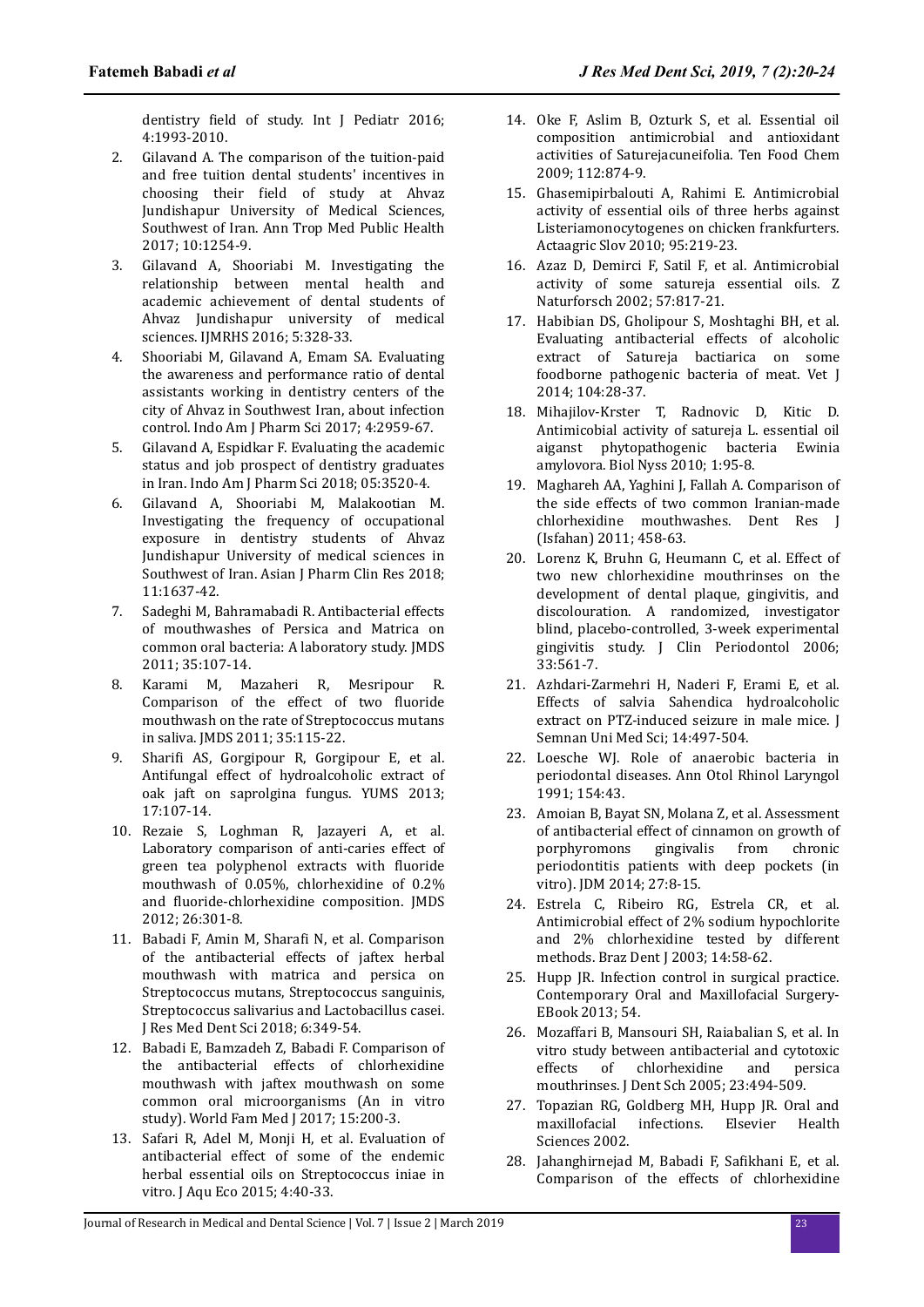dentistry field of study. Int J Pediatr 2016; 4:1993-2010.

2. Gilavand A. The comparison of the tuition-paid and free tuition dental students' incentives in choosing their field of study at Ahvaz Jundishapur University of Medical Sciences, Southwest of Iran. Ann Trop Med Public Health 2017; 10:1254-9.
3. Gilavand A, Shooriabi M. Investigating the relationship between mental health and academic achievement of dental students of Ahvaz Jundishapur university of medical sciences. IJMRHS 2016; 5:328-33.
4. Shooriabi M, Gilavand A, Emam SA. Evaluating the awareness and performance ratio of dental assistants working in dentistry centers of the city of Ahvaz in Southwest Iran, about infection control. Indo Am J Pharm Sci 2017; 4:2959-67.
5. Gilavand A, Espidkar F. Evaluating the academic status and job prospect of dentistry graduates in Iran. Indo Am J Pharm Sci 2018; 05:3520-4.
6. Gilavand A, Shooriabi M, Malakootian M. Investigating the frequency of occupational exposure in dentistry students of Ahvaz Jundishapur University of medical sciences in Southwest of Iran. Asian J Pharm Clin Res 2018; 11:1637-42.
7. Sadeghi M, Bahramabadi R. Antibacterial effects of mouthwashes of Persica and Matrica on common oral bacteria: A laboratory study. JMDS 2011; 35:107-14.
8. Karami M, Mazaheri R, Mesripour R. Comparison of the effect of two fluoride mouthwash on the rate of Streptococcus mutans in saliva. JMDS 2011; 35:115-22.
9. Sharifi AS, Gorgipour R, Gorgipour E, et al. Antifungal effect of hydroalcoholic extract of oak jaft on saprolgina fungus. YUMS 2013; 17:107-14.
10. Rezaie S, Loghman R, Jazayeri A, et al. Laboratory comparison of anti-caries effect of green tea polyphenol extracts with fluoride mouthwash of 0.05%, chlorhexidine of 0.2% and fluoride-chlorhexidine composition. JMDS 2012; 26:301-8.
11. Babadi F, Amin M, Sharafi N, et al. Comparison of the antibacterial effects of jaftex herbal mouthwash with matrica and persica on Streptococcus mutans, Streptococcus sanguinis, Streptococcus salivarius and Lactobacillus casei. J Res Med Dent Sci 2018; 6:349-54.
12. Babadi E, Bamzadeh Z, Babadi F. Comparison of the antibacterial effects of chlorhexidine mouthwash with jaftex mouthwash on some common oral microorganisms (An in vitro study). World Fam Med J 2017; 15:200-3.
13. Safari R, Adel M, Monji H, et al. Evaluation of antibacterial effect of some of the endemic herbal essential oils on Streptococcus iniae in vitro. J Aqu Eco 2015; 4:40-33.
14. Oke F, Aslim B, Ozturk S, et al. Essential oil composition antimicrobial and antioxidant activities of Saturejacuneifolia. Ten Food Chem 2009; 112:874-9.
15. Ghasemipirbalouti A, Rahimi E. Antimicrobial activity of essential oils of three herbs against Listeriamonocytogenes on chicken frankfurters. Actaagric Slov 2010; 95:219-23.
16. Azaz D, Demirci F, Satil F, et al. Antimicrobial activity of some satureja essential oils. Z Naturforsch 2002; 57:817-21.
17. Habibian DS, Gholipour S, Moshtaghi BH, et al. Evaluating antibacterial effects of alcoholic extract of Satureja bactiarica on some foodborne pathogenic bacteria of meat. Vet J 2014; 104:28-37.
18. Mihajilov-Krster T, Radnovic D, Kitic D. Antimicobial activity of satureja L. essential oil aiganst phytopathogenic bacteria Ewinia amylovora. Biol Nyss 2010; 1:95-8.
19. Maghareh AA, Yaghini J, Fallah A. Comparison of the side effects of two common Iranian-made chlorhexidine mouthwashes. Dent Res J (Isfahan) 2011; 458-63.
20. Lorenz K, Bruhn G, Heumann C, et al. Effect of two new chlorhexidine mouthrinses on the development of dental plaque, gingivitis, and discolouration. A randomized, investigator blind, placebo-controlled, 3-week experimental gingivitis study. J Clin Periodontol 2006; 33:561-7.
21. Azhdari-Zarmehri H, Naderi F, Erami E, et al. Effects of salvia Sahendica hydroalcoholic extract on PTZ-induced seizure in male mice. J Semnan Uni Med Sci; 14:497-504.
22. Loesche WJ. Role of anaerobic bacteria in periodontal diseases. Ann Otol Rhinol Laryngol 1991; 154:43.
23. Amoian B, Bayat SN, Molana Z, et al. Assessment of antibacterial effect of cinnamon on growth of porphyromons gingivalis from chronic periodontitis patients with deep pockets (in vitro). JDM 2014; 27:8-15.
24. Estrela C, Ribeiro RG, Estrela CR, et al. Antimicrobial effect of 2% sodium hypochlorite and 2% chlorhexidine tested by different methods. Braz Dent J 2003; 14:58-62.
25. Hupp JR. Infection control in surgical practice. Contemporary Oral and Maxillofacial Surgery-EBook 2013; 54.
26. Mozaffari B, Mansouri SH, Raiabalian S, et al. In vitro study between antibacterial and cytotoxic effects of chlorhexidine and persica mouthrinses. J Dent Sch 2005; 23:494-509.
27. Topazian RG, Goldberg MH, Hupp JR. Oral and maxillofacial infections. Elsevier Health Sciences 2002.
28. Jahanghirnejad M, Babadi F, Safikhani E, et al. Comparison of the effects of chlorhexidine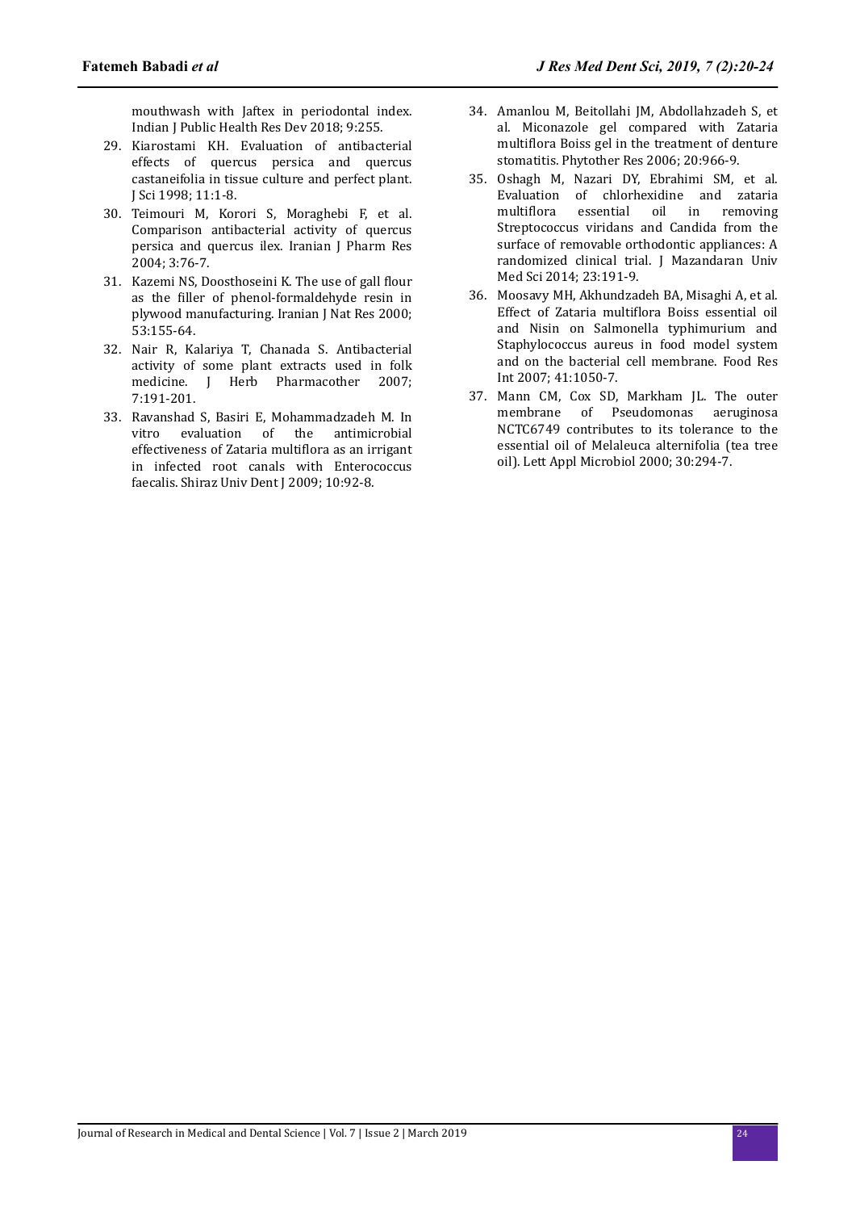mouthwash with Jaftex in periodontal index. Indian J Public Health Res Dev 2018; 9:255.

29. Kiarostami KH. Evaluation of antibacterial effects of quercus persica and quercus castaneifolia in tissue culture and perfect plant. J Sci 1998; 11:1-8.
30. Teimouri M, Korori S, Moraghebi F, et al. Comparison antibacterial activity of quercus persica and quercus ilex. Iranian J Pharm Res 2004; 3:76-7.
31. Kazemi NS, Doosthoseini K. The use of gall flour as the filler of phenol-formaldehyde resin in plywood manufacturing. Iranian J Nat Res 2000; 53:155-64.
32. Nair R, Kalariya T, Chanada S. Antibacterial activity of some plant extracts used in folk medicine. J Herb Pharmacother 2007; 7:191-201.
33. Ravanshad S, Basiri E, Mohammadzadeh M. In vitro evaluation of the antimicrobial effectiveness of Zataria multiflora as an irrigant in infected root canals with Enterococcus faecalis. Shiraz Univ Dent J 2009; 10:92-8.
34. Amanlou M, Beitollahi JM, Abdollahzadeh S, et al. Miconazole gel compared with Zataria multiflora Boiss gel in the treatment of denture stomatitis. Phytother Res 2006; 20:966-9.
35. Oshagh M, Nazari DY, Ebrahimi SM, et al. Evaluation of chlorhexidine and zataria multiflora essential oil in removing Streptococcus viridans and Candida from the surface of removable orthodontic appliances: A randomized clinical trial. J Mazandaran Univ Med Sci 2014; 23:191-9.
36. Moosavy MH, Akhundzadeh BA, Misaghi A, et al. Effect of Zataria multiflora Boiss essential oil and Nisin on Salmonella typhimurium and Staphylococcus aureus in food model system and on the bacterial cell membrane. Food Res Int 2007; 41:1050-7.
37. Mann CM, Cox SD, Markham JL. The outer membrane of Pseudomonas aeruginosa NCTC6749 contributes to its tolerance to the essential oil of Melaleuca alternifolia (tea tree oil). Lett Appl Microbiol 2000; 30:294-7.